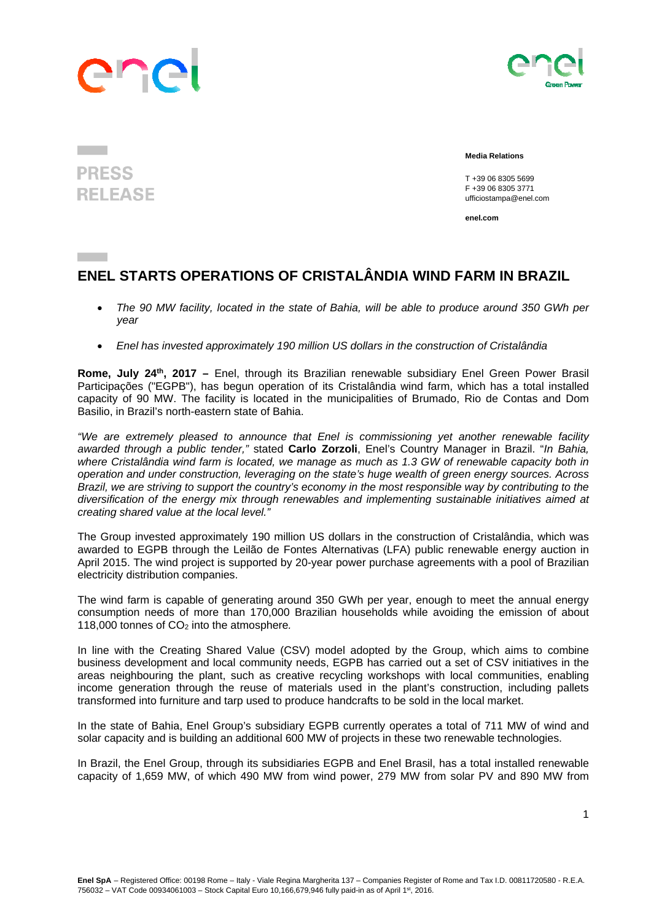**PRESS RELEASE**

**Media Relations**

T +39 06 8305 5699
F +39 06 8305 3771
ufficiostampa@enel.com

**enel.com**

# ENEL STARTS OPERATIONS OF CRISTALÂNDIA WIND FARM IN BRAZIL

- *The 90 MW facility, located in the state of Bahia, will be able to produce around 350 GWh per year*
- *Enel has invested approximately 190 million US dollars in the construction of Cristalândia*

**Rome, July 24th, 2017 –** Enel, through its Brazilian renewable subsidiary Enel Green Power Brasil Participações ("EGPB"), has begun operation of its Cristalândia wind farm, which has a total installed capacity of 90 MW. The facility is located in the municipalities of Brumado, Rio de Contas and Dom Basilio, in Brazil's north-eastern state of Bahia.

*"We are extremely pleased to announce that Enel is commissioning yet another renewable facility awarded through a public tender,"* stated **Carlo Zorzoli**, Enel's Country Manager in Brazil. *"In Bahia, where Cristalândia wind farm is located, we manage as much as 1.3 GW of renewable capacity both in operation and under construction, leveraging on the state's huge wealth of green energy sources. Across Brazil, we are striving to support the country's economy in the most responsible way by contributing to the diversification of the energy mix through renewables and implementing sustainable initiatives aimed at creating shared value at the local level."*

The Group invested approximately 190 million US dollars in the construction of Cristalândia, which was awarded to EGPB through the Leilão de Fontes Alternativas (LFA) public renewable energy auction in April 2015. The wind project is supported by 20-year power purchase agreements with a pool of Brazilian electricity distribution companies.

The wind farm is capable of generating around 350 GWh per year, enough to meet the annual energy consumption needs of more than 170,000 Brazilian households while avoiding the emission of about 118,000 tonnes of $CO_2$ into the atmosphere.

In line with the Creating Shared Value (CSV) model adopted by the Group, which aims to combine business development and local community needs, EGPB has carried out a set of CSV initiatives in the areas neighbouring the plant, such as creative recycling workshops with local communities, enabling income generation through the reuse of materials used in the plant's construction, including pallets transformed into furniture and tarp used to produce handcrafts to be sold in the local market.

In the state of Bahia, Enel Group's subsidiary EGPB currently operates a total of 711 MW of wind and solar capacity and is building an additional 600 MW of projects in these two renewable technologies.

In Brazil, the Enel Group, through its subsidiaries EGPB and Enel Brasil, has a total installed renewable capacity of 1,659 MW, of which 490 MW from wind power, 279 MW from solar PV and 890 MW from

**Enel SpA** – Registered Office: 00198 Rome – Italy - Viale Regina Margherita 137 – Companies Register of Rome and Tax I.D. 00811720580 - R.E.A. 756032 – VAT Code 00934061003 – Stock Capital Euro 10,166,679,946 fully paid-in as of April 1st, 2016.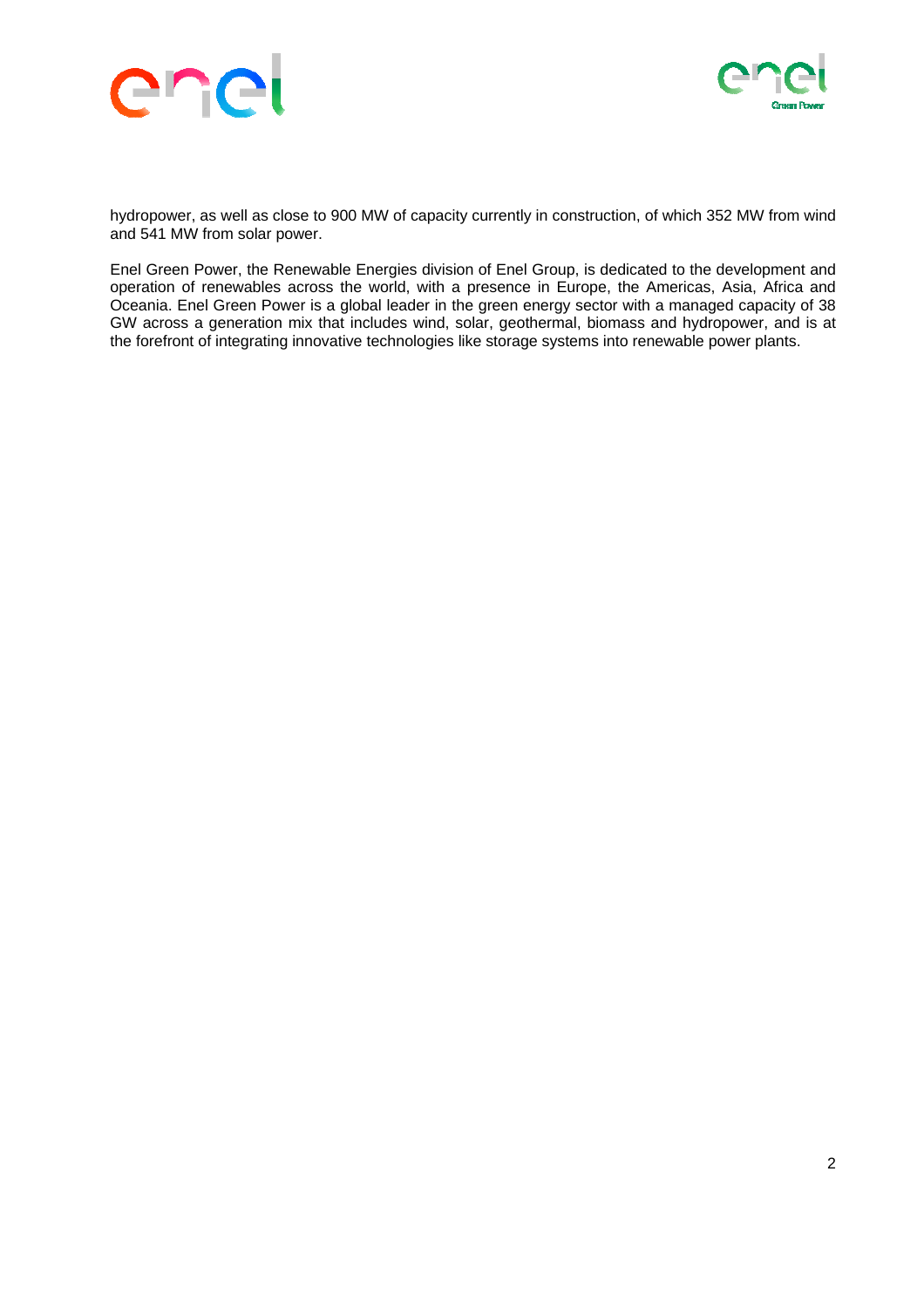hydropower, as well as close to 900 MW of capacity currently in construction, of which 352 MW from wind and 541 MW from solar power.

Enel Green Power, the Renewable Energies division of Enel Group, is dedicated to the development and operation of renewables across the world, with a presence in Europe, the Americas, Asia, Africa and Oceania. Enel Green Power is a global leader in the green energy sector with a managed capacity of 38 GW across a generation mix that includes wind, solar, geothermal, biomass and hydropower, and is at the forefront of integrating innovative technologies like storage systems into renewable power plants.